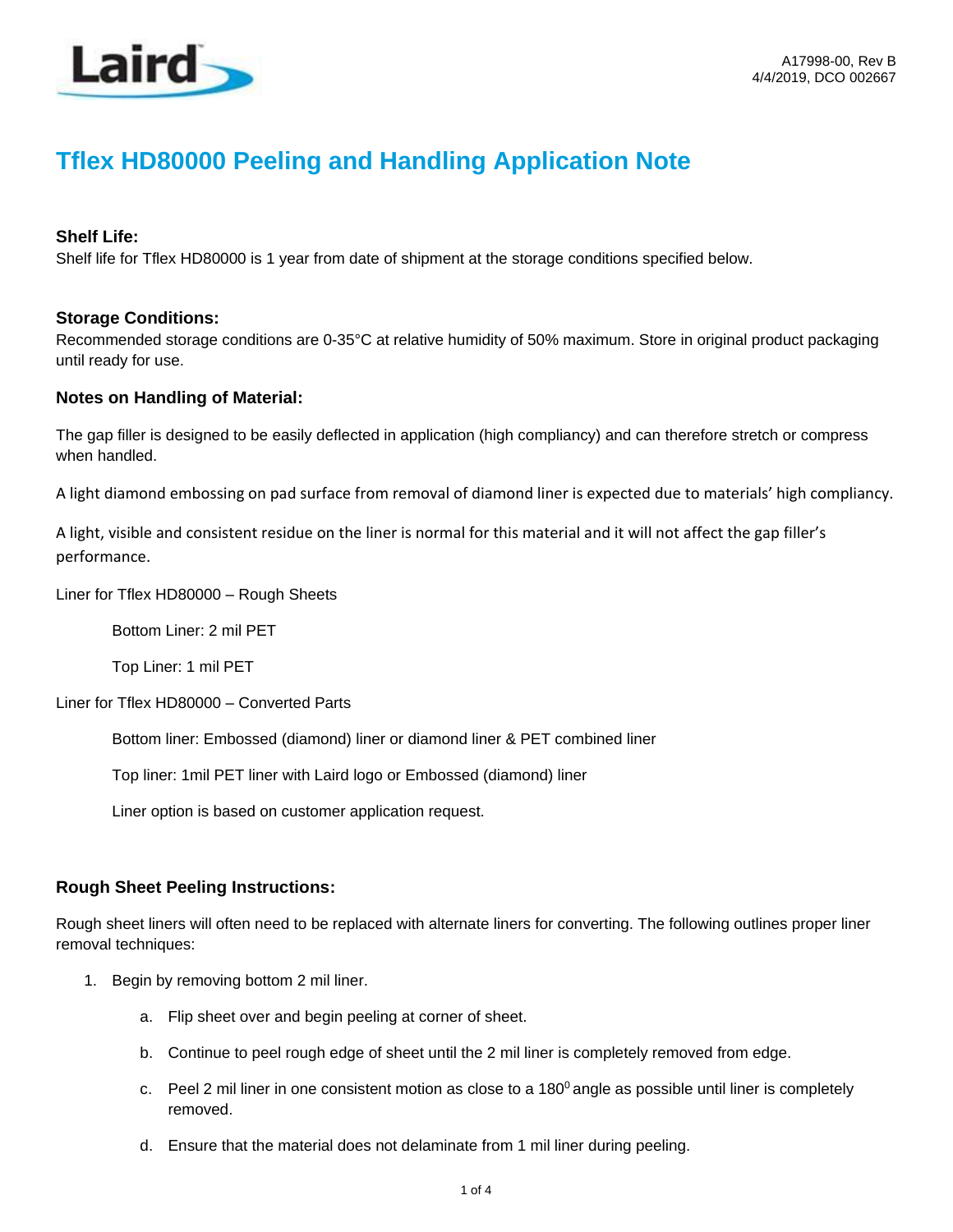A17998-00, Rev B
4/4/2019, DCO 002667

# Tflex HD80000 Peeling and Handling Application Note

### Shelf Life:

Shelf life for Tflex HD80000 is 1 year from date of shipment at the storage conditions specified below.

### Storage Conditions:

Recommended storage conditions are 0-35°C at relative humidity of 50% maximum. Store in original product packaging until ready for use.

### Notes on Handling of Material:

The gap filler is designed to be easily deflected in application (high compliancy) and can therefore stretch or compress when handled.

A light diamond embossing on pad surface from removal of diamond liner is expected due to materials' high compliancy.

A light, visible and consistent residue on the liner is normal for this material and it will not affect the gap filler's performance.

Liner for Tflex HD80000 – Rough Sheets

Bottom Liner: 2 mil PET

Top Liner: 1 mil PET

Liner for Tflex HD80000 – Converted Parts

Bottom liner: Embossed (diamond) liner or diamond liner & PET combined liner

Top liner: 1mil PET liner with Laird logo or Embossed (diamond) liner

Liner option is based on customer application request.

### Rough Sheet Peeling Instructions:

Rough sheet liners will often need to be replaced with alternate liners for converting. The following outlines proper liner removal techniques:

1. Begin by removing bottom 2 mil liner.
   a. Flip sheet over and begin peeling at corner of sheet.
   b. Continue to peel rough edge of sheet until the 2 mil liner is completely removed from edge.
   c. Peel 2 mil liner in one consistent motion as close to a $180^0$ angle as possible until liner is completely removed.
   d. Ensure that the material does not delaminate from 1 mil liner during peeling.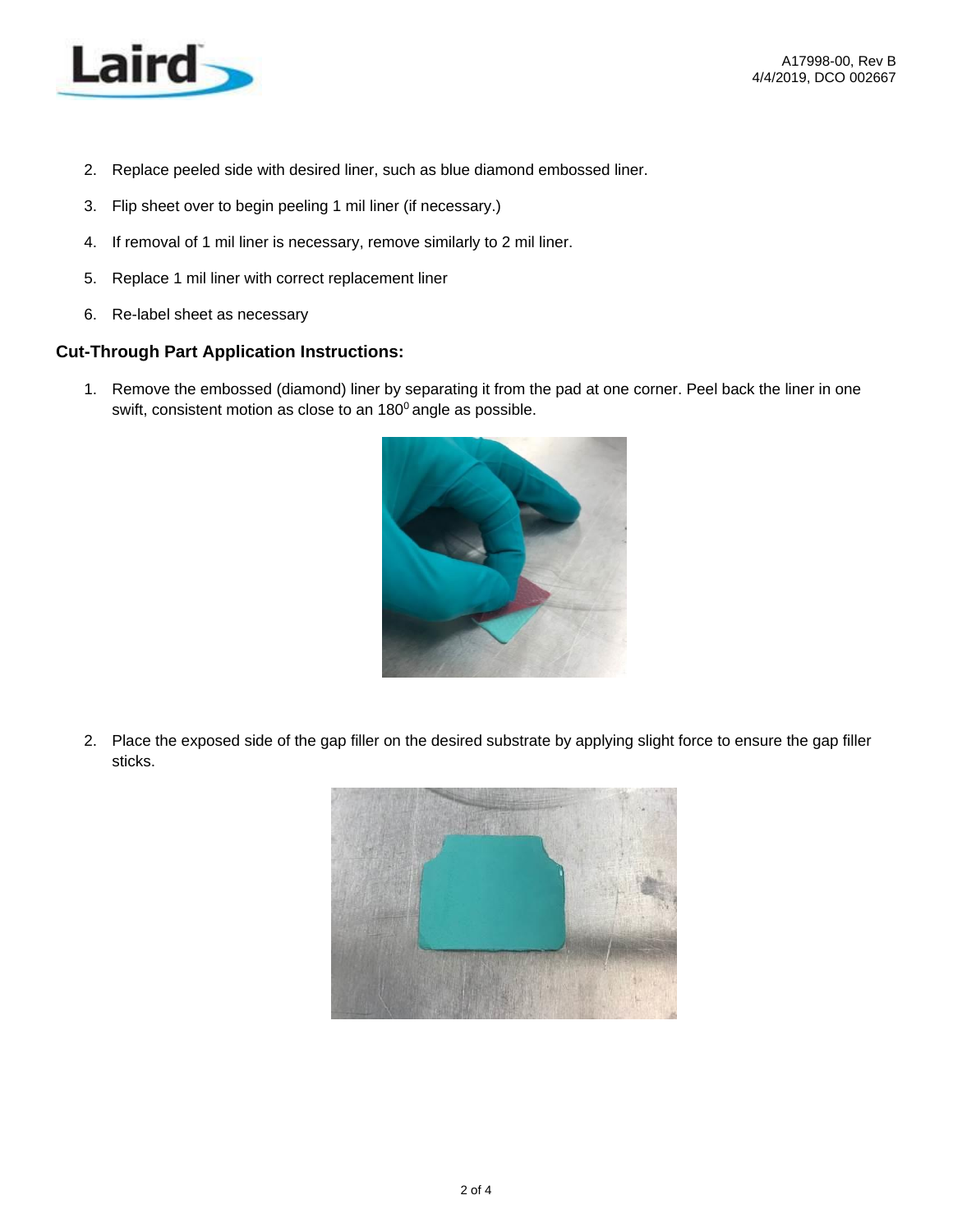2. Replace peeled side with desired liner, such as blue diamond embossed liner.
3. Flip sheet over to begin peeling 1 mil liner (if necessary.)
4. If removal of 1 mil liner is necessary, remove similarly to 2 mil liner.
5. Replace 1 mil liner with correct replacement liner
6. Re-label sheet as necessary

### Cut-Through Part Application Instructions:

1. Remove the embossed (diamond) liner by separating it from the pad at one corner. Peel back the liner in one swift, consistent motion as close to an $180^0$ angle as possible.

2. Place the exposed side of the gap filler on the desired substrate by applying slight force to ensure the gap filler sticks.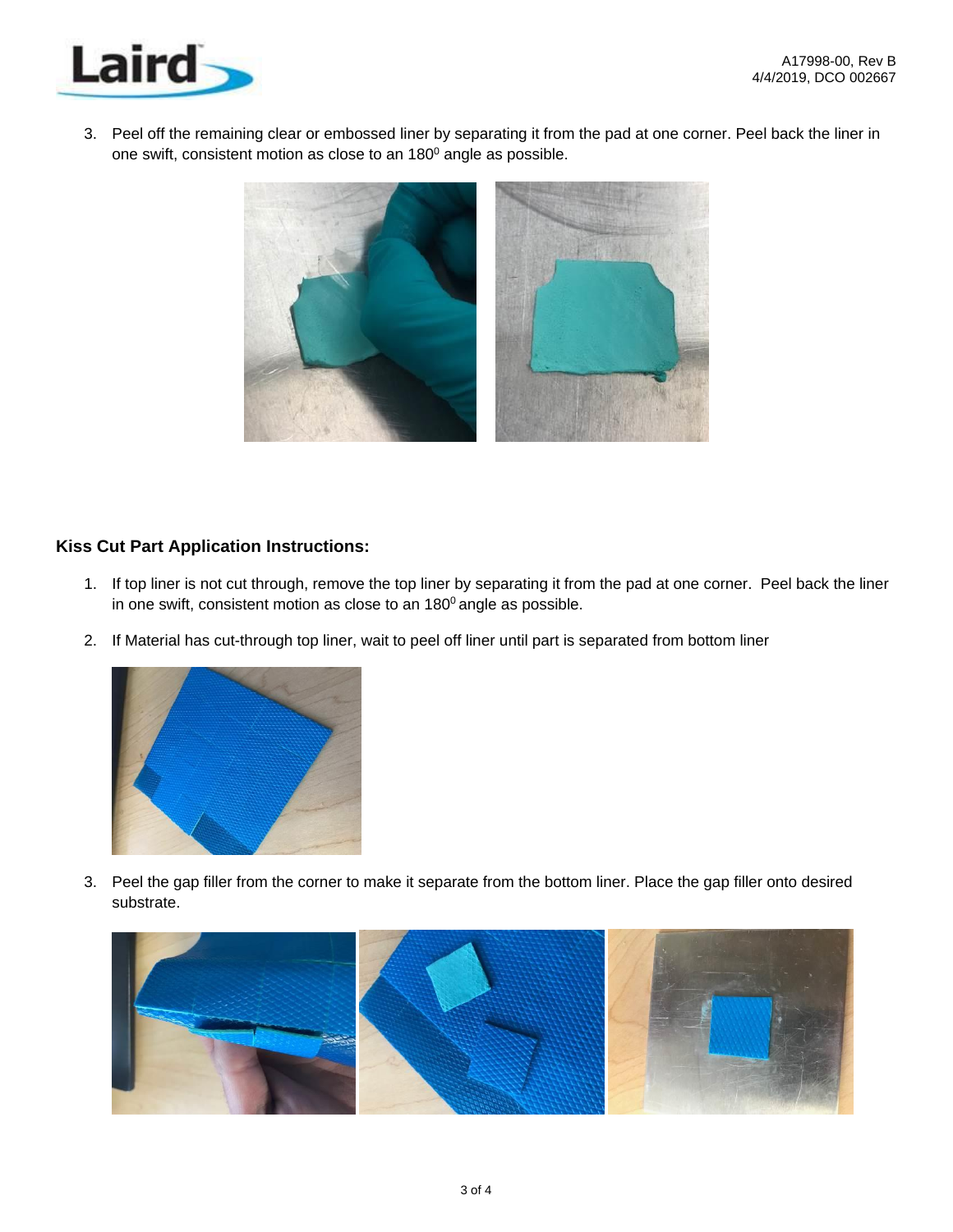3. Peel off the remaining clear or embossed liner by separating it from the pad at one corner. Peel back the liner in one swift, consistent motion as close to an $180^0$ angle as possible.

## Kiss Cut Part Application Instructions:

1. If top liner is not cut through, remove the top liner by separating it from the pad at one corner. Peel back the liner in one swift, consistent motion as close to an $180^0$ angle as possible.

2. If Material has cut-through top liner, wait to peel off liner until part is separated from bottom liner

3. Peel the gap filler from the corner to make it separate from the bottom liner. Place the gap filler onto desired substrate.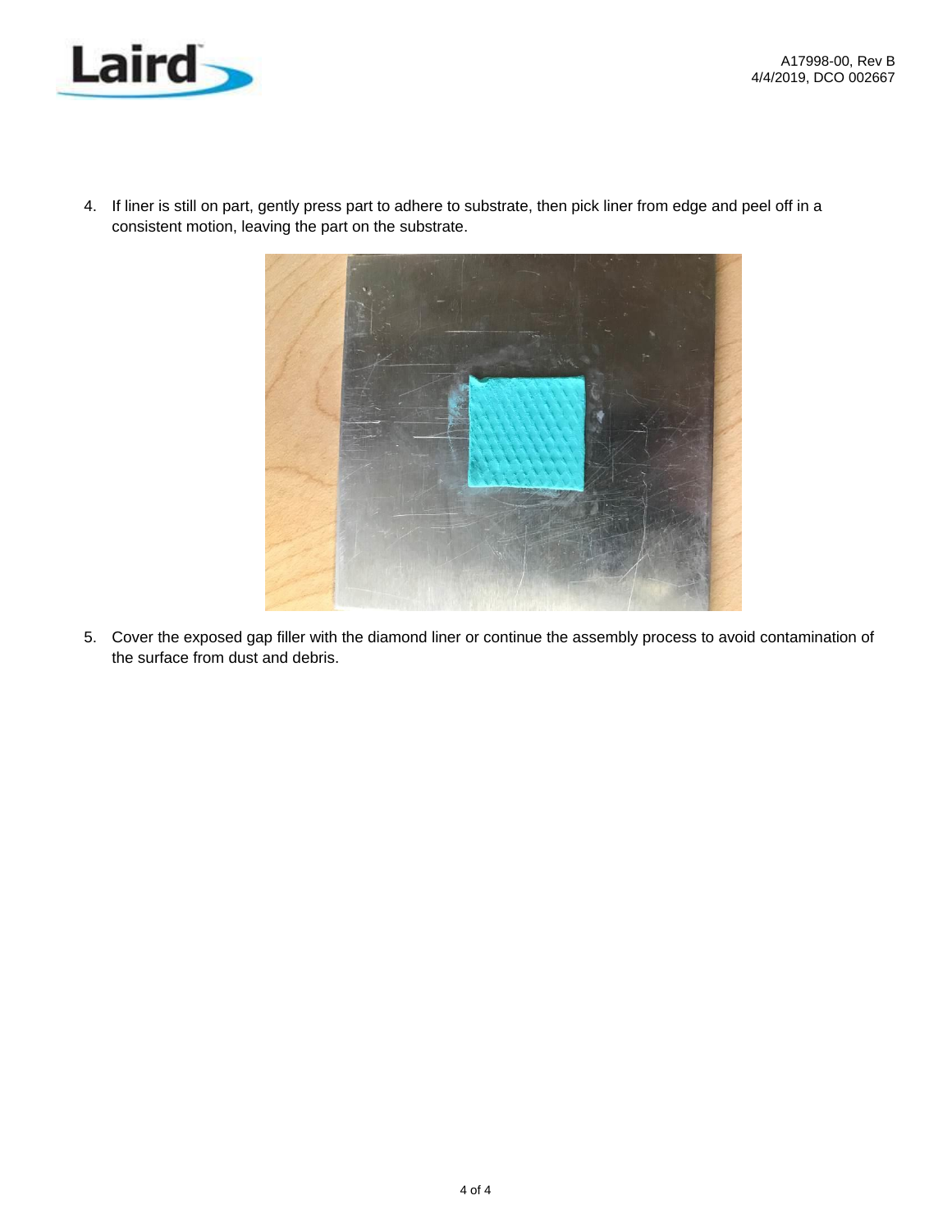4. If liner is still on part, gently press part to adhere to substrate, then pick liner from edge and peel off in a consistent motion, leaving the part on the substrate.

5. Cover the exposed gap filler with the diamond liner or continue the assembly process to avoid contamination of the surface from dust and debris.